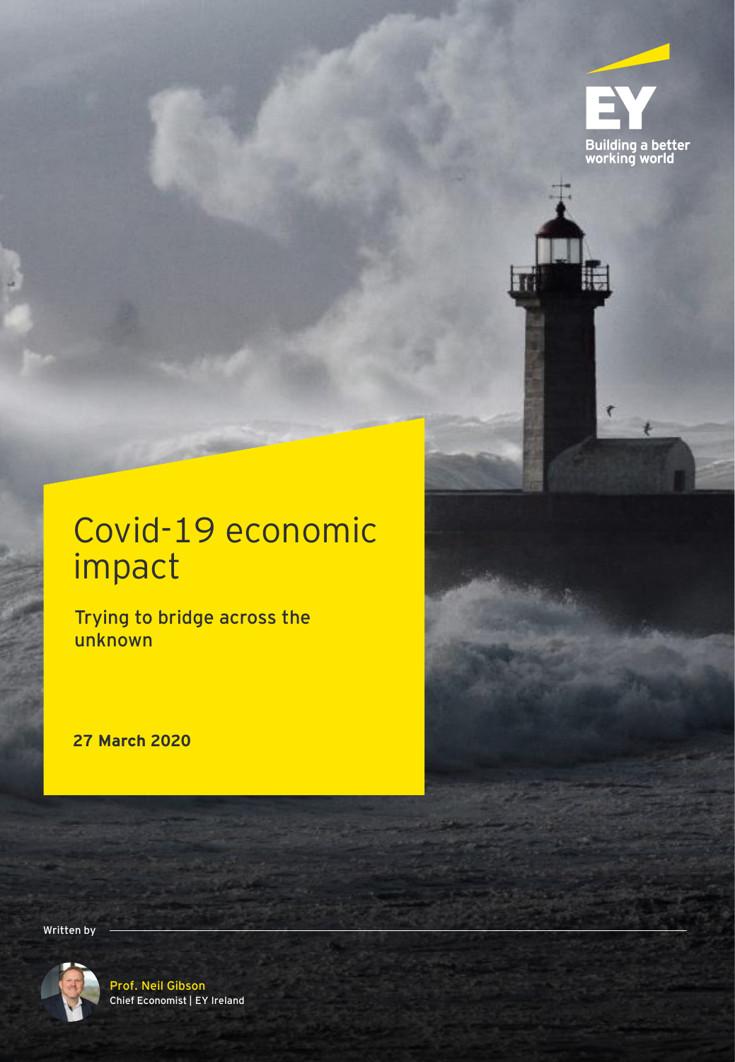EY

Building a better working world

# Covid-19 economic impact

## Trying to bridge across the unknown

**27 March 2020**

Written by

Prof. Neil Gibson
Chief Economist | EY Ireland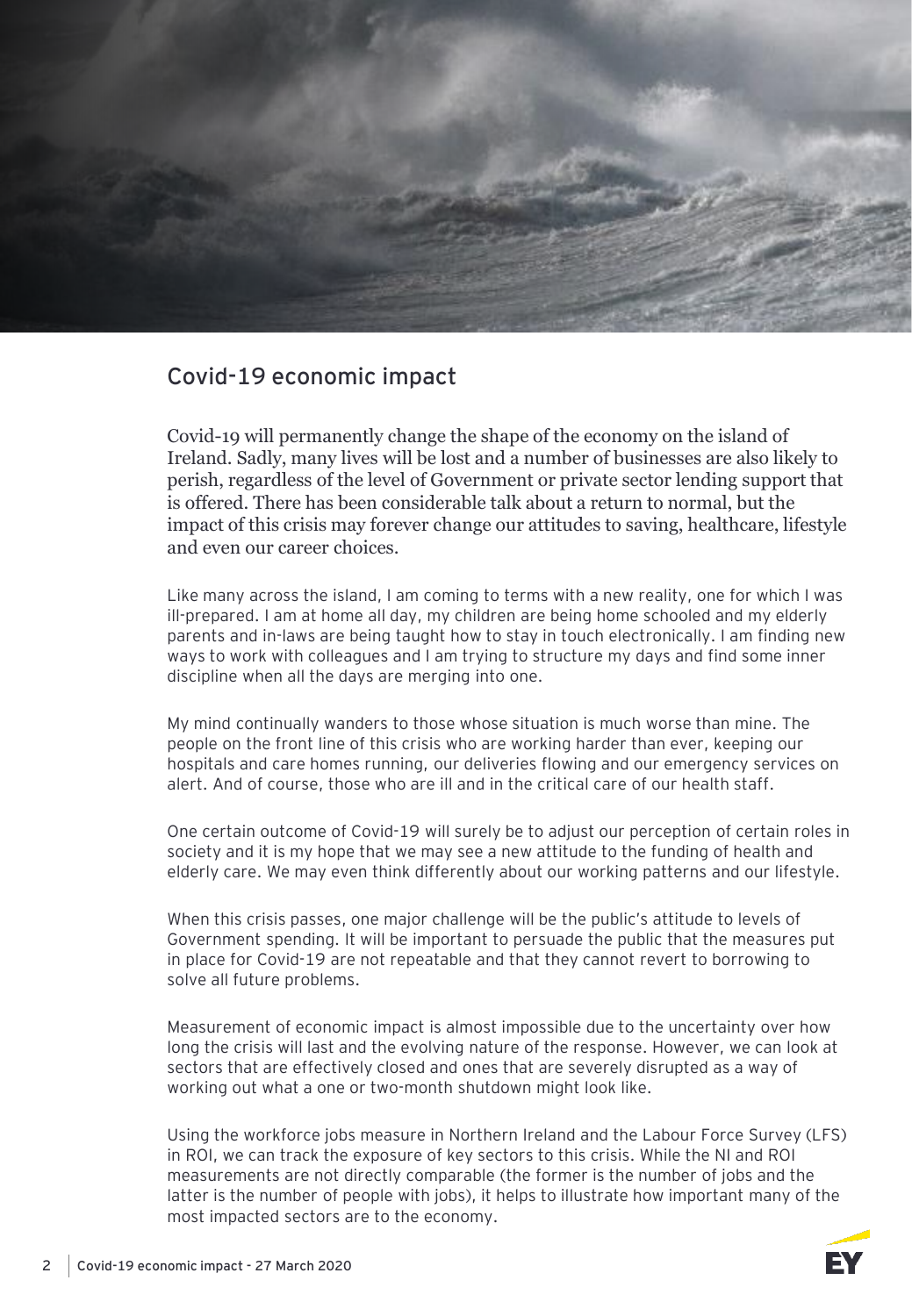## Covid-19 economic impact

Covid-19 will permanently change the shape of the economy on the island of Ireland. Sadly, many lives will be lost and a number of businesses are also likely to perish, regardless of the level of Government or private sector lending support that is offered. There has been considerable talk about a return to normal, but the impact of this crisis may forever change our attitudes to saving, healthcare, lifestyle and even our career choices.

Like many across the island, I am coming to terms with a new reality, one for which I was ill-prepared. I am at home all day, my children are being home schooled and my elderly parents and in-laws are being taught how to stay in touch electronically. I am finding new ways to work with colleagues and I am trying to structure my days and find some inner discipline when all the days are merging into one.

My mind continually wanders to those whose situation is much worse than mine. The people on the front line of this crisis who are working harder than ever, keeping our hospitals and care homes running, our deliveries flowing and our emergency services on alert. And of course, those who are ill and in the critical care of our health staff.

One certain outcome of Covid-19 will surely be to adjust our perception of certain roles in society and it is my hope that we may see a new attitude to the funding of health and elderly care. We may even think differently about our working patterns and our lifestyle.

When this crisis passes, one major challenge will be the public's attitude to levels of Government spending. It will be important to persuade the public that the measures put in place for Covid-19 are not repeatable and that they cannot revert to borrowing to solve all future problems.

Measurement of economic impact is almost impossible due to the uncertainty over how long the crisis will last and the evolving nature of the response. However, we can look at sectors that are effectively closed and ones that are severely disrupted as a way of working out what a one or two-month shutdown might look like.

Using the workforce jobs measure in Northern Ireland and the Labour Force Survey (LFS) in ROI, we can track the exposure of key sectors to this crisis. While the NI and ROI measurements are not directly comparable (the former is the number of jobs and the latter is the number of people with jobs), it helps to illustrate how important many of the most impacted sectors are to the economy.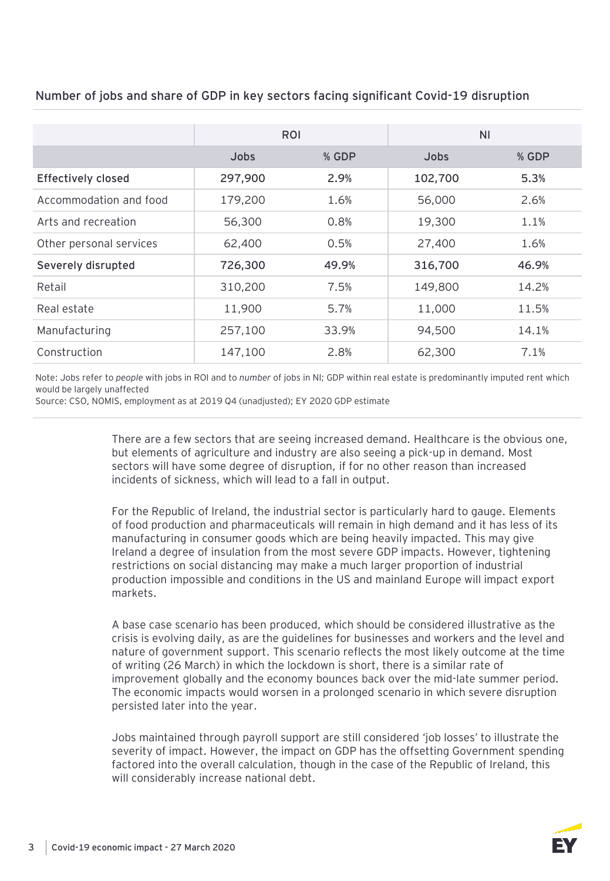### Number of jobs and share of GDP in key sectors facing significant Covid-19 disruption

| | ROI | | NI | |
|---|---|---|---|---|
| | Jobs | % GDP | Jobs | % GDP |
| **Effectively closed** | **297,900** | **2.9%** | **102,700** | **5.3%** |
| Accommodation and food | 179,200 | 1.6% | 56,000 | 2.6% |
| Arts and recreation | 56,300 | 0.8% | 19,300 | 1.1% |
| Other personal services | 62,400 | 0.5% | 27,400 | 1.6% |
| **Severely disrupted** | **726,300** | **49.9%** | **316,700** | **46.9%** |
| Retail | 310,200 | 7.5% | 149,800 | 14.2% |
| Real estate | 11,900 | 5.7% | 11,000 | 11.5% |
| Manufacturing | 257,100 | 33.9% | 94,500 | 14.1% |
| Construction | 147,100 | 2.8% | 62,300 | 7.1% |

Note: Jobs refer to *people* with jobs in ROI and to *number* of jobs in NI; GDP within real estate is predominantly imputed rent which would be largely unaffected
Source: CSO, NOMIS, employment as at 2019 Q4 (unadjusted); EY 2020 GDP estimate

There are a few sectors that are seeing increased demand. Healthcare is the obvious one, but elements of agriculture and industry are also seeing a pick-up in demand. Most sectors will have some degree of disruption, if for no other reason than increased incidents of sickness, which will lead to a fall in output.

For the Republic of Ireland, the industrial sector is particularly hard to gauge. Elements of food production and pharmaceuticals will remain in high demand and it has less of its manufacturing in consumer goods which are being heavily impacted. This may give Ireland a degree of insulation from the most severe GDP impacts. However, tightening restrictions on social distancing may make a much larger proportion of industrial production impossible and conditions in the US and mainland Europe will impact export markets.

A base case scenario has been produced, which should be considered illustrative as the crisis is evolving daily, as are the guidelines for businesses and workers and the level and nature of government support. This scenario reflects the most likely outcome at the time of writing (26 March) in which the lockdown is short, there is a similar rate of improvement globally and the economy bounces back over the mid-late summer period. The economic impacts would worsen in a prolonged scenario in which severe disruption persisted later into the year.

Jobs maintained through payroll support are still considered 'job losses' to illustrate the severity of impact. However, the impact on GDP has the offsetting Government spending factored into the overall calculation, though in the case of the Republic of Ireland, this will considerably increase national debt.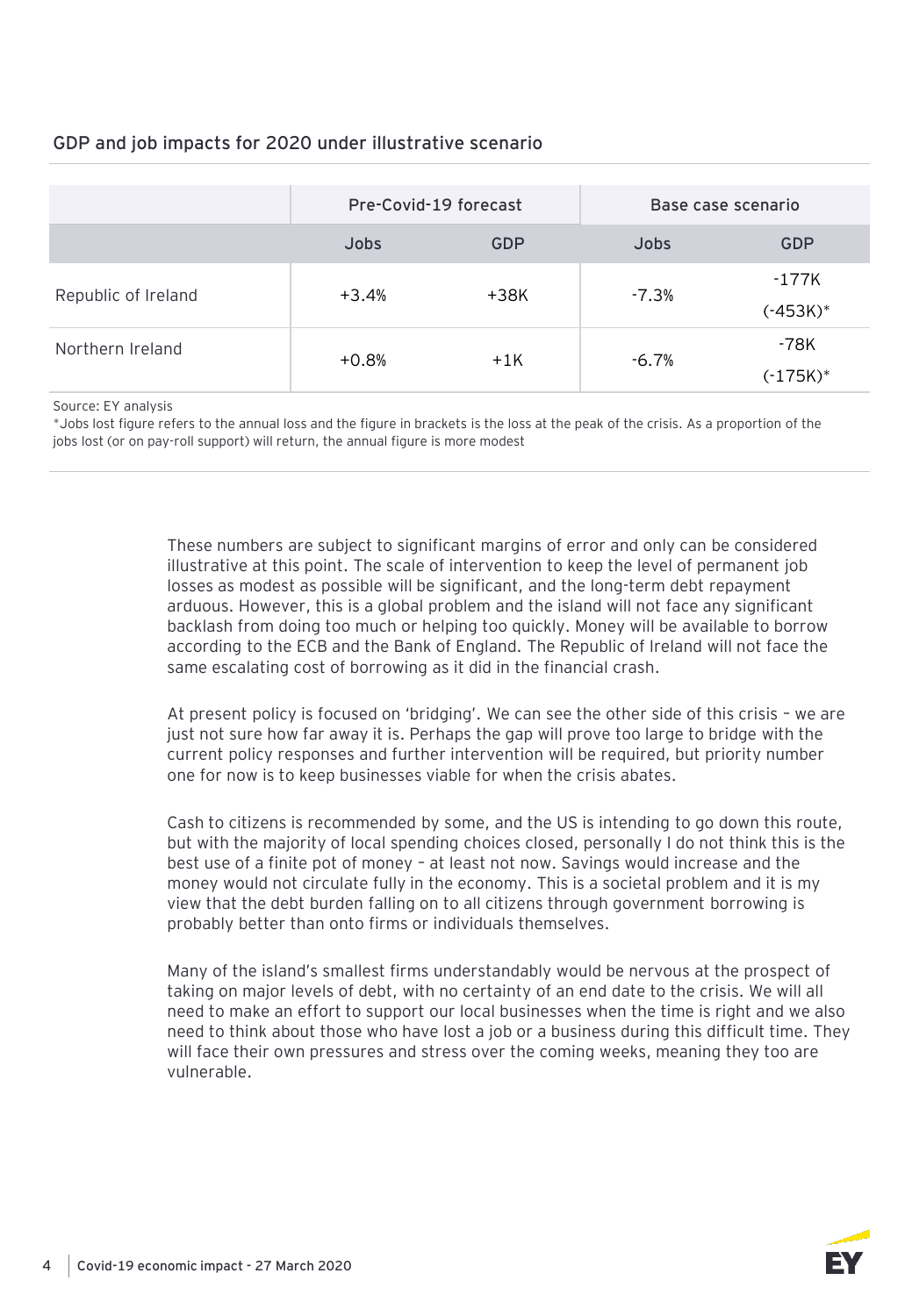### GDP and job impacts for 2020 under illustrative scenario

| | Pre-Covid-19 forecast | | Base case scenario | |
|---|---|---|---|---|
| | Jobs | GDP | Jobs | GDP |
| Republic of Ireland | +3.4% | +38K | -7.3% | -177K (-453K)* |
| Northern Ireland | +0.8% | +1K | -6.7% | -78K (-175K)* |

Source: EY analysis

*Jobs lost figure refers to the annual loss and the figure in brackets is the loss at the peak of the crisis. As a proportion of the jobs lost (or on pay-roll support) will return, the annual figure is more modest

These numbers are subject to significant margins of error and only can be considered illustrative at this point. The scale of intervention to keep the level of permanent job losses as modest as possible will be significant, and the long-term debt repayment arduous. However, this is a global problem and the island will not face any significant backlash from doing too much or helping too quickly. Money will be available to borrow according to the ECB and the Bank of England. The Republic of Ireland will not face the same escalating cost of borrowing as it did in the financial crash.

At present policy is focused on 'bridging'. We can see the other side of this crisis – we are just not sure how far away it is. Perhaps the gap will prove too large to bridge with the current policy responses and further intervention will be required, but priority number one for now is to keep businesses viable for when the crisis abates.

Cash to citizens is recommended by some, and the US is intending to go down this route, but with the majority of local spending choices closed, personally I do not think this is the best use of a finite pot of money – at least not now. Savings would increase and the money would not circulate fully in the economy. This is a societal problem and it is my view that the debt burden falling on to all citizens through government borrowing is probably better than onto firms or individuals themselves.

Many of the island's smallest firms understandably would be nervous at the prospect of taking on major levels of debt, with no certainty of an end date to the crisis. We will all need to make an effort to support our local businesses when the time is right and we also need to think about those who have lost a job or a business during this difficult time. They will face their own pressures and stress over the coming weeks, meaning they too are vulnerable.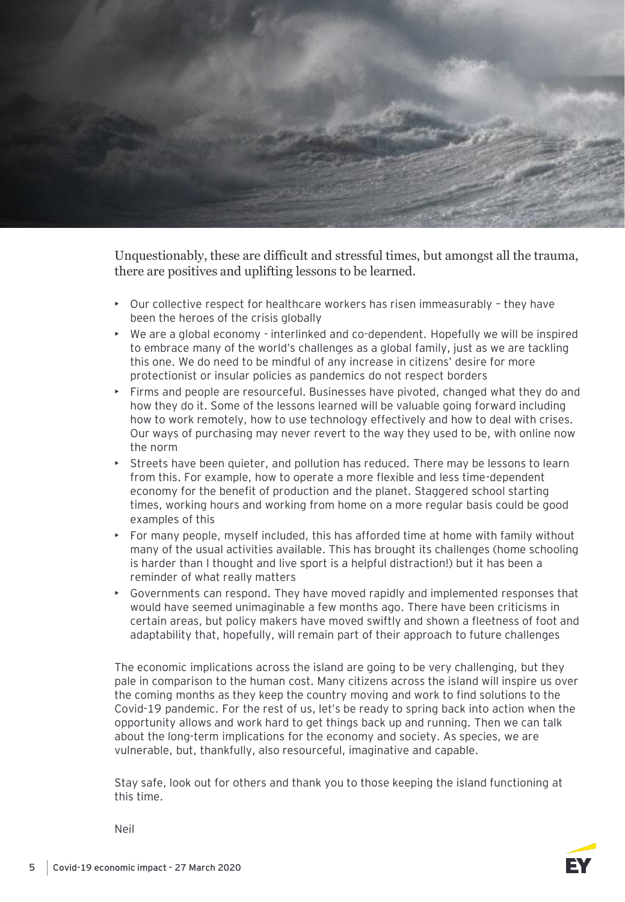Unquestionably, these are difficult and stressful times, but amongst all the trauma, there are positives and uplifting lessons to be learned.

- Our collective respect for healthcare workers has risen immeasurably – they have been the heroes of the crisis globally
- We are a global economy - interlinked and co-dependent. Hopefully we will be inspired to embrace many of the world's challenges as a global family, just as we are tackling this one. We do need to be mindful of any increase in citizens' desire for more protectionist or insular policies as pandemics do not respect borders
- Firms and people are resourceful. Businesses have pivoted, changed what they do and how they do it. Some of the lessons learned will be valuable going forward including how to work remotely, how to use technology effectively and how to deal with crises. Our ways of purchasing may never revert to the way they used to be, with online now the norm
- Streets have been quieter, and pollution has reduced. There may be lessons to learn from this. For example, how to operate a more flexible and less time-dependent economy for the benefit of production and the planet. Staggered school starting times, working hours and working from home on a more regular basis could be good examples of this
- For many people, myself included, this has afforded time at home with family without many of the usual activities available. This has brought its challenges (home schooling is harder than I thought and live sport is a helpful distraction!) but it has been a reminder of what really matters
- Governments can respond. They have moved rapidly and implemented responses that would have seemed unimaginable a few months ago. There have been criticisms in certain areas, but policy makers have moved swiftly and shown a fleetness of foot and adaptability that, hopefully, will remain part of their approach to future challenges

The economic implications across the island are going to be very challenging, but they pale in comparison to the human cost. Many citizens across the island will inspire us over the coming months as they keep the country moving and work to find solutions to the Covid-19 pandemic. For the rest of us, let's be ready to spring back into action when the opportunity allows and work hard to get things back up and running. Then we can talk about the long-term implications for the economy and society. As species, we are vulnerable, but, thankfully, also resourceful, imaginative and capable.

Stay safe, look out for others and thank you to those keeping the island functioning at this time.

Neil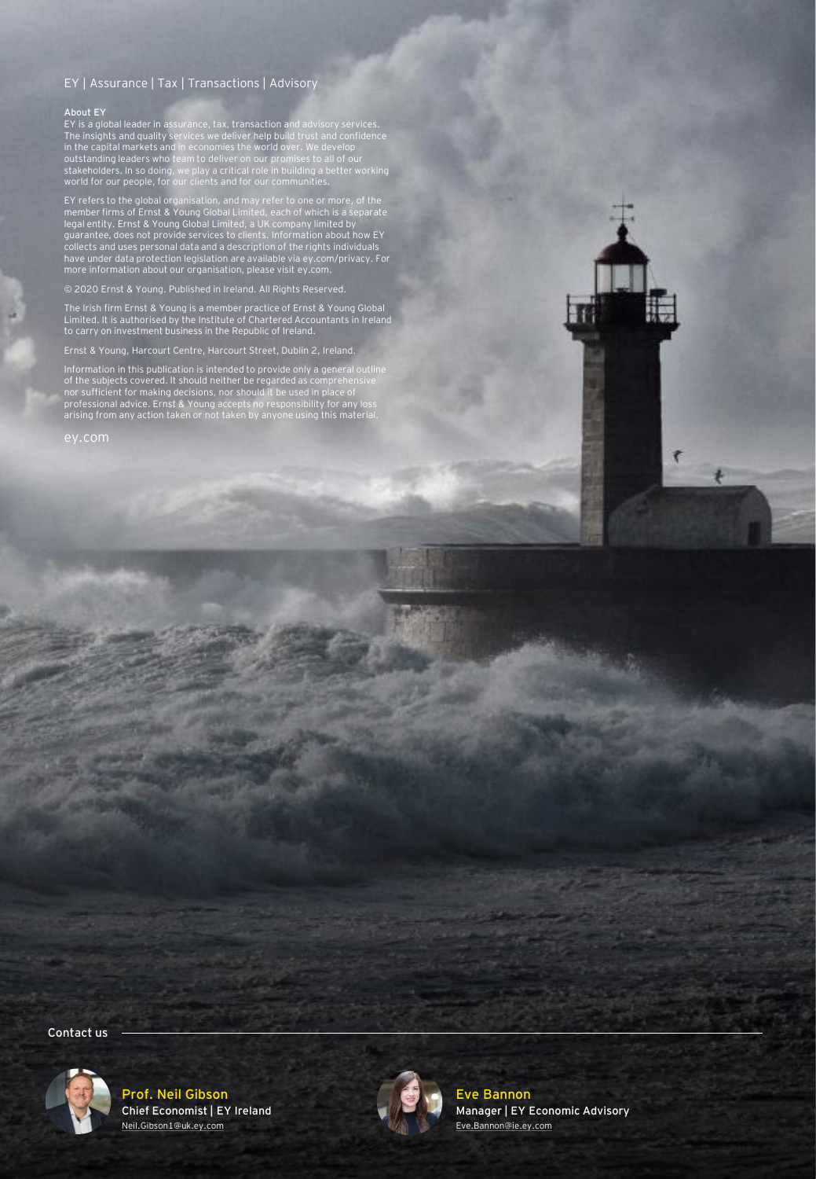EY | Assurance | Tax | Transactions | Advisory

**About EY**

EY is a global leader in assurance, tax, transaction and advisory services. The insights and quality services we deliver help build trust and confidence in the capital markets and in economies the world over. We develop outstanding leaders who team to deliver on our promises to all of our stakeholders. In so doing, we play a critical role in building a better working world for our people, for our clients and for our communities.

EY refers to the global organisation, and may refer to one or more, of the member firms of Ernst & Young Global Limited, each of which is a separate legal entity. Ernst & Young Global Limited, a UK company limited by guarantee, does not provide services to clients. Information about how EY collects and uses personal data and a description of the rights individuals have under data protection legislation are available via ey.com/privacy. For more information about our organisation, please visit ey.com.

© 2020 Ernst & Young. Published in Ireland. All Rights Reserved.

The Irish firm Ernst & Young is a member practice of Ernst & Young Global Limited. It is authorised by the Institute of Chartered Accountants in Ireland to carry on investment business in the Republic of Ireland.

Ernst & Young, Harcourt Centre, Harcourt Street, Dublin 2, Ireland.

Information in this publication is intended to provide only a general outline of the subjects covered. It should neither be regarded as comprehensive nor sufficient for making decisions, nor should it be used in place of professional advice. Ernst & Young accepts no responsibility for any loss arising from any action taken or not taken by anyone using this material.

ey.com

**Contact us**

**Prof. Neil Gibson**
Chief Economist | EY Ireland
Neil.Gibson1@uk.ey.com

**Eve Bannon**
Manager | EY Economic Advisory
Eve.Bannon@ie.ey.com